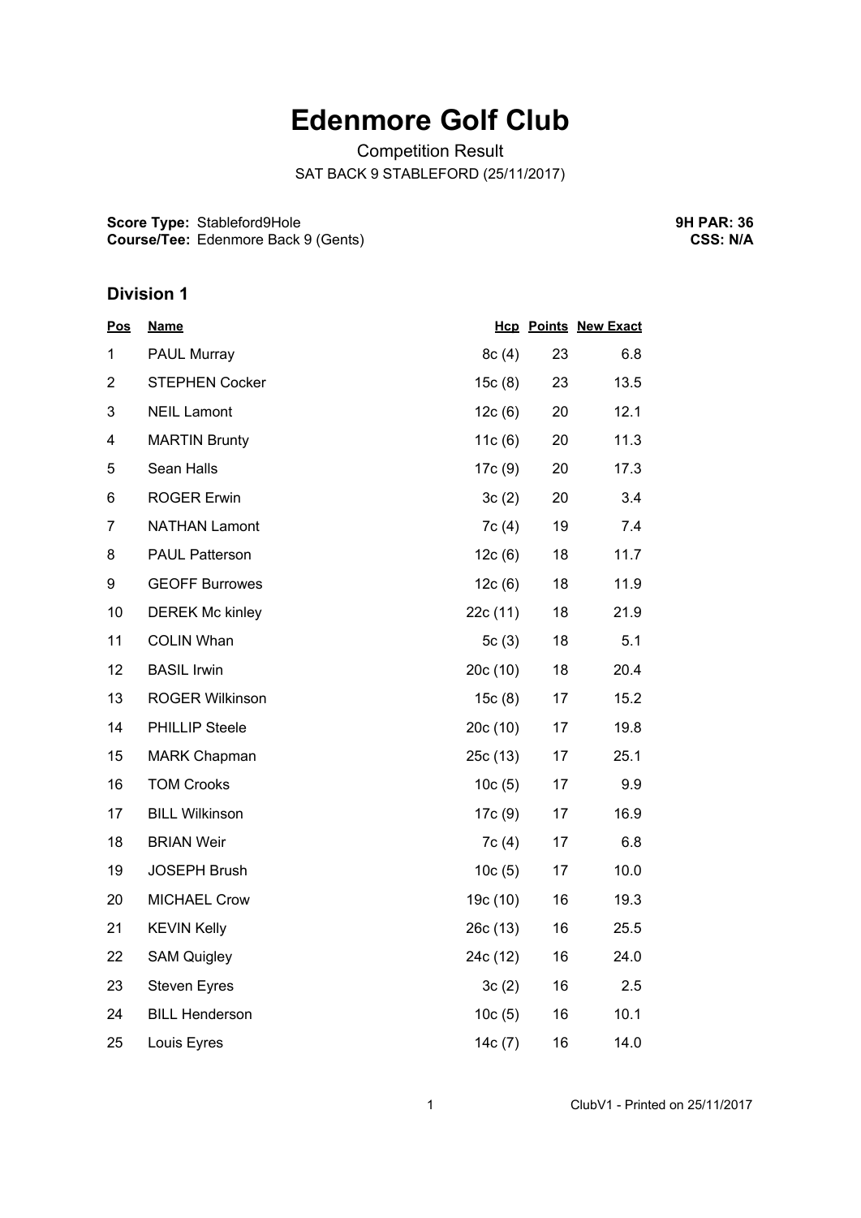# Edenmore Golf Club

Competition Result

SAT BACK 9 STABLEFORD (25/11/2017)

**Score Type:** Stableford9Hole
**Course/Tee:** Edenmore Back 9 (Gents)

**9H PAR: 36**
**CSS: N/A**

## Division 1

| Pos | Name | Hcp | Points | New Exact |
|---|---|---|---|---|
| 1 | PAUL Murray | 8c (4) | 23 | 6.8 |
| 2 | STEPHEN Cocker | 15c (8) | 23 | 13.5 |
| 3 | NEIL Lamont | 12c (6) | 20 | 12.1 |
| 4 | MARTIN Brunty | 11c (6) | 20 | 11.3 |
| 5 | Sean Halls | 17c (9) | 20 | 17.3 |
| 6 | ROGER Erwin | 3c (2) | 20 | 3.4 |
| 7 | NATHAN Lamont | 7c (4) | 19 | 7.4 |
| 8 | PAUL Patterson | 12c (6) | 18 | 11.7 |
| 9 | GEOFF Burrowes | 12c (6) | 18 | 11.9 |
| 10 | DEREK Mc kinley | 22c (11) | 18 | 21.9 |
| 11 | COLIN Whan | 5c (3) | 18 | 5.1 |
| 12 | BASIL Irwin | 20c (10) | 18 | 20.4 |
| 13 | ROGER Wilkinson | 15c (8) | 17 | 15.2 |
| 14 | PHILLIP Steele | 20c (10) | 17 | 19.8 |
| 15 | MARK Chapman | 25c (13) | 17 | 25.1 |
| 16 | TOM Crooks | 10c (5) | 17 | 9.9 |
| 17 | BILL Wilkinson | 17c (9) | 17 | 16.9 |
| 18 | BRIAN Weir | 7c (4) | 17 | 6.8 |
| 19 | JOSEPH Brush | 10c (5) | 17 | 10.0 |
| 20 | MICHAEL Crow | 19c (10) | 16 | 19.3 |
| 21 | KEVIN Kelly | 26c (13) | 16 | 25.5 |
| 22 | SAM Quigley | 24c (12) | 16 | 24.0 |
| 23 | Steven Eyres | 3c (2) | 16 | 2.5 |
| 24 | BILL Henderson | 10c (5) | 16 | 10.1 |
| 25 | Louis Eyres | 14c (7) | 16 | 14.0 |

ClubV1 - Printed on 25/11/2017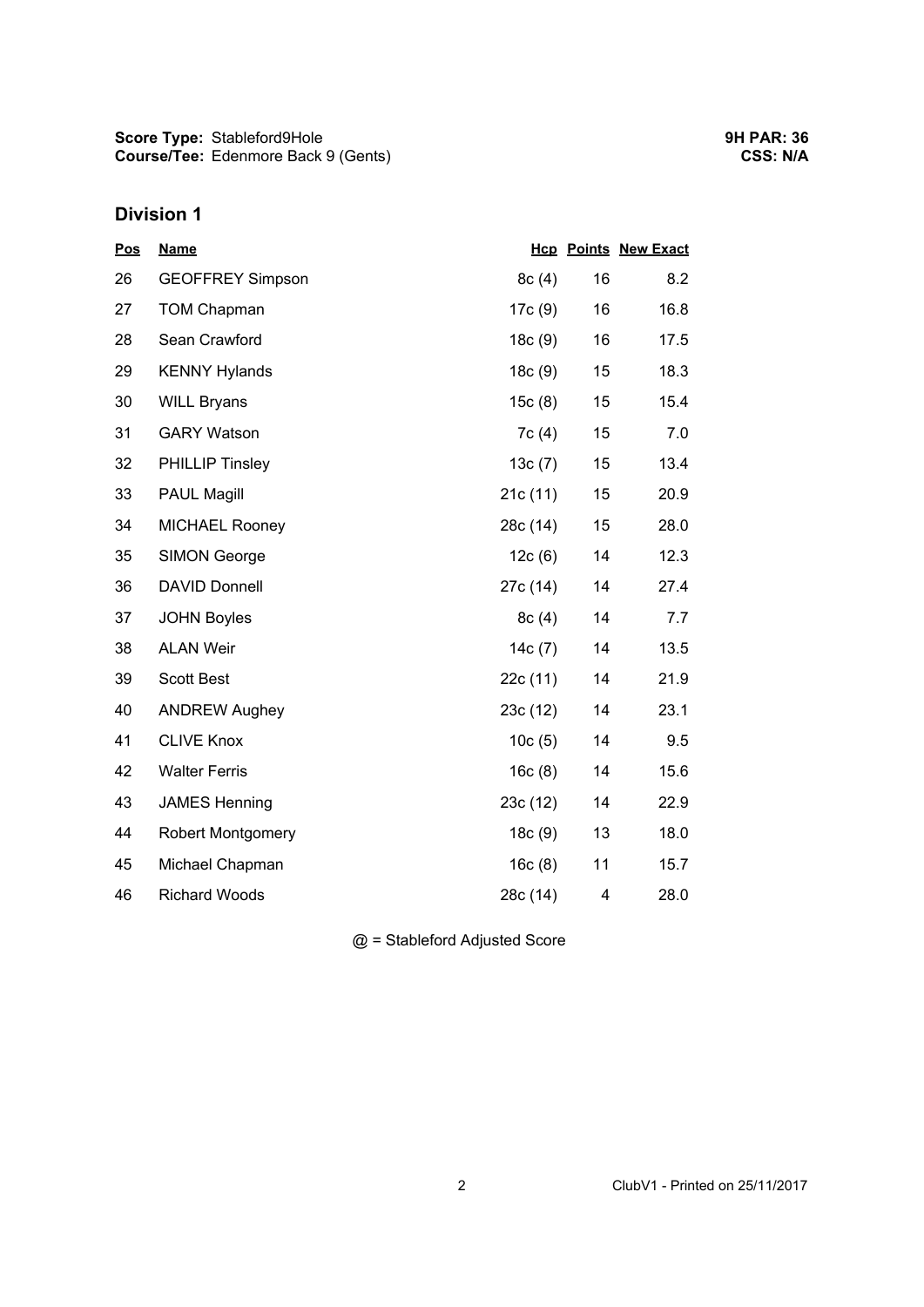**Score Type:** Stableford9Hole
**Course/Tee:** Edenmore Back 9 (Gents)

**9H PAR: 36**
**CSS: N/A**

## Division 1

| Pos | Name | Hcp | Points | New Exact |
|---|---|---|---|---|
| 26 | GEOFFREY Simpson | 8c (4) | 16 | 8.2 |
| 27 | TOM Chapman | 17c (9) | 16 | 16.8 |
| 28 | Sean Crawford | 18c (9) | 16 | 17.5 |
| 29 | KENNY Hylands | 18c (9) | 15 | 18.3 |
| 30 | WILL Bryans | 15c (8) | 15 | 15.4 |
| 31 | GARY Watson | 7c (4) | 15 | 7.0 |
| 32 | PHILLIP Tinsley | 13c (7) | 15 | 13.4 |
| 33 | PAUL Magill | 21c (11) | 15 | 20.9 |
| 34 | MICHAEL Rooney | 28c (14) | 15 | 28.0 |
| 35 | SIMON George | 12c (6) | 14 | 12.3 |
| 36 | DAVID Donnell | 27c (14) | 14 | 27.4 |
| 37 | JOHN Boyles | 8c (4) | 14 | 7.7 |
| 38 | ALAN Weir | 14c (7) | 14 | 13.5 |
| 39 | Scott Best | 22c (11) | 14 | 21.9 |
| 40 | ANDREW Aughey | 23c (12) | 14 | 23.1 |
| 41 | CLIVE Knox | 10c (5) | 14 | 9.5 |
| 42 | Walter Ferris | 16c (8) | 14 | 15.6 |
| 43 | JAMES Henning | 23c (12) | 14 | 22.9 |
| 44 | Robert Montgomery | 18c (9) | 13 | 18.0 |
| 45 | Michael Chapman | 16c (8) | 11 | 15.7 |
| 46 | Richard Woods | 28c (14) | 4 | 28.0 |

@ = Stableford Adjusted Score

ClubV1 - Printed on 25/11/2017